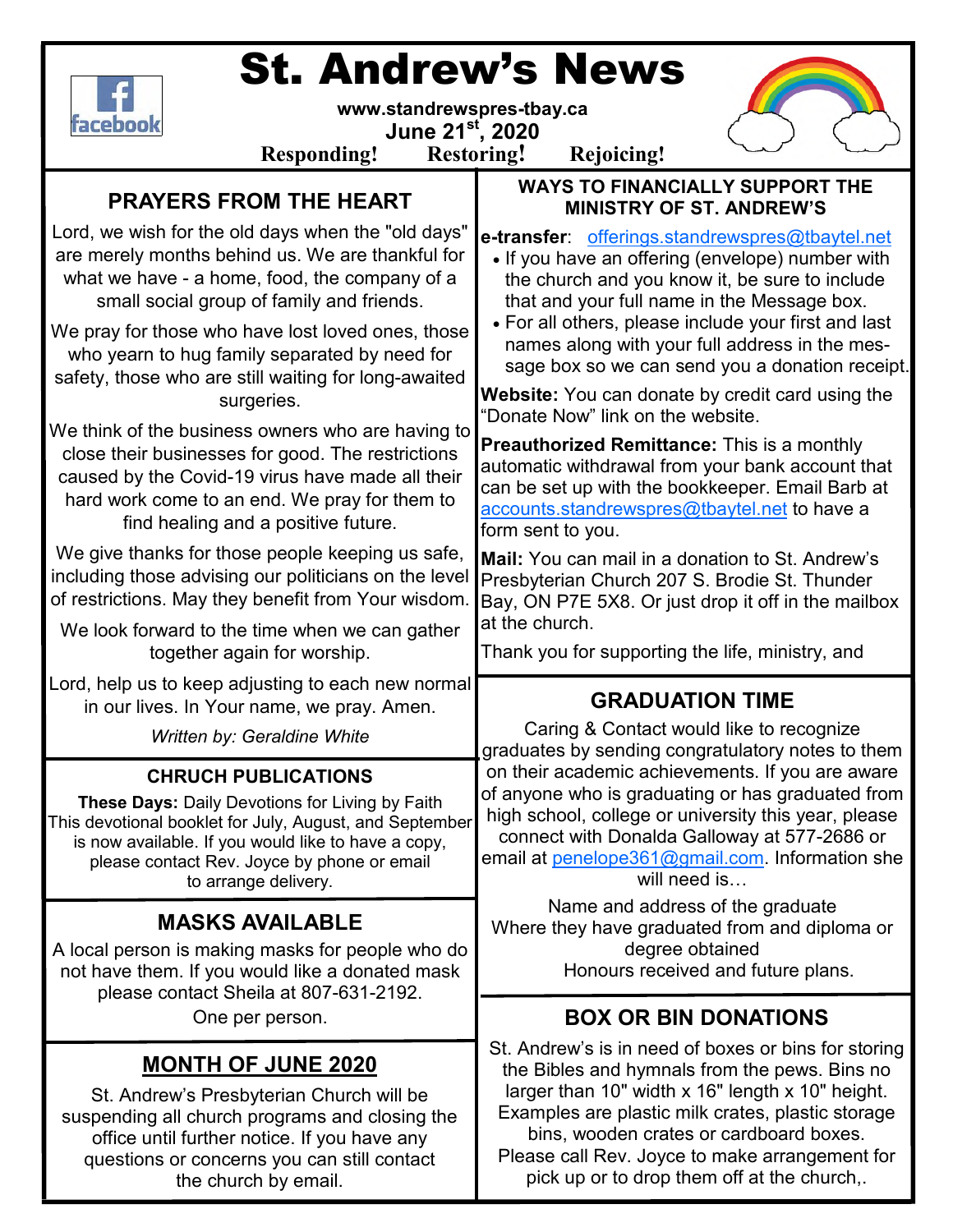# St. Andrew's News

**www.standrewspres-tbay.ca**

**June 21st, 2020**

**Responding! Restoring! Rejoicing!**

## PRAYERS FROM THE HEART

Lord, we wish for the old days when the "old days" are merely months behind us. We are thankful for what we have - a home, food, the company of a small social group of family and friends.

We pray for those who have lost loved ones, those who yearn to hug family separated by need for safety, those who are still waiting for long-awaited surgeries.

We think of the business owners who are having to close their businesses for good. The restrictions caused by the Covid-19 virus have made all their hard work come to an end. We pray for them to find healing and a positive future.

We give thanks for those people keeping us safe, including those advising our politicians on the level of restrictions. May they benefit from Your wisdom.

We look forward to the time when we can gather together again for worship.

Lord, help us to keep adjusting to each new normal in our lives. In Your name, we pray. Amen.

*Written by: Geraldine White*

## CHRUCH PUBLICATIONS

**These Days:** Daily Devotions for Living by Faith
This devotional booklet for July, August, and September is now available. If you would like to have a copy, please contact Rev. Joyce by phone or email to arrange delivery.

## MASKS AVAILABLE

A local person is making masks for people who do not have them. If you would like a donated mask please contact Sheila at 807-631-2192.
One per person.

## MONTH OF JUNE 2020

St. Andrew's Presbyterian Church will be suspending all church programs and closing the office until further notice. If you have any questions or concerns you can still contact the church by email.

## WAYS TO FINANCIALLY SUPPORT THE MINISTRY OF ST. ANDREW'S

**e-transfer**: offerings.standrewspres@tbaytel.net

- If you have an offering (envelope) number with the church and you know it, be sure to include that and your full name in the Message box.
- For all others, please include your first and last names along with your full address in the message box so we can send you a donation receipt.

**Website:** You can donate by credit card using the "Donate Now" link on the website.

**Preauthorized Remittance:** This is a monthly automatic withdrawal from your bank account that can be set up with the bookkeeper. Email Barb at accounts.standrewspres@tbaytel.net to have a form sent to you.

**Mail:** You can mail in a donation to St. Andrew's Presbyterian Church 207 S. Brodie St. Thunder Bay, ON P7E 5X8. Or just drop it off in the mailbox at the church.

Thank you for supporting the life, ministry, and

## GRADUATION TIME

Caring & Contact would like to recognize graduates by sending congratulatory notes to them on their academic achievements. If you are aware of anyone who is graduating or has graduated from high school, college or university this year, please connect with Donalda Galloway at 577-2686 or email at penelope361@gmail.com. Information she will need is…

Name and address of the graduate
Where they have graduated from and diploma or degree obtained
Honours received and future plans.

## BOX OR BIN DONATIONS

St. Andrew's is in need of boxes or bins for storing the Bibles and hymnals from the pews. Bins no larger than 10" width x 16" length x 10" height. Examples are plastic milk crates, plastic storage bins, wooden crates or cardboard boxes. Please call Rev. Joyce to make arrangement for pick up or to drop them off at the church,.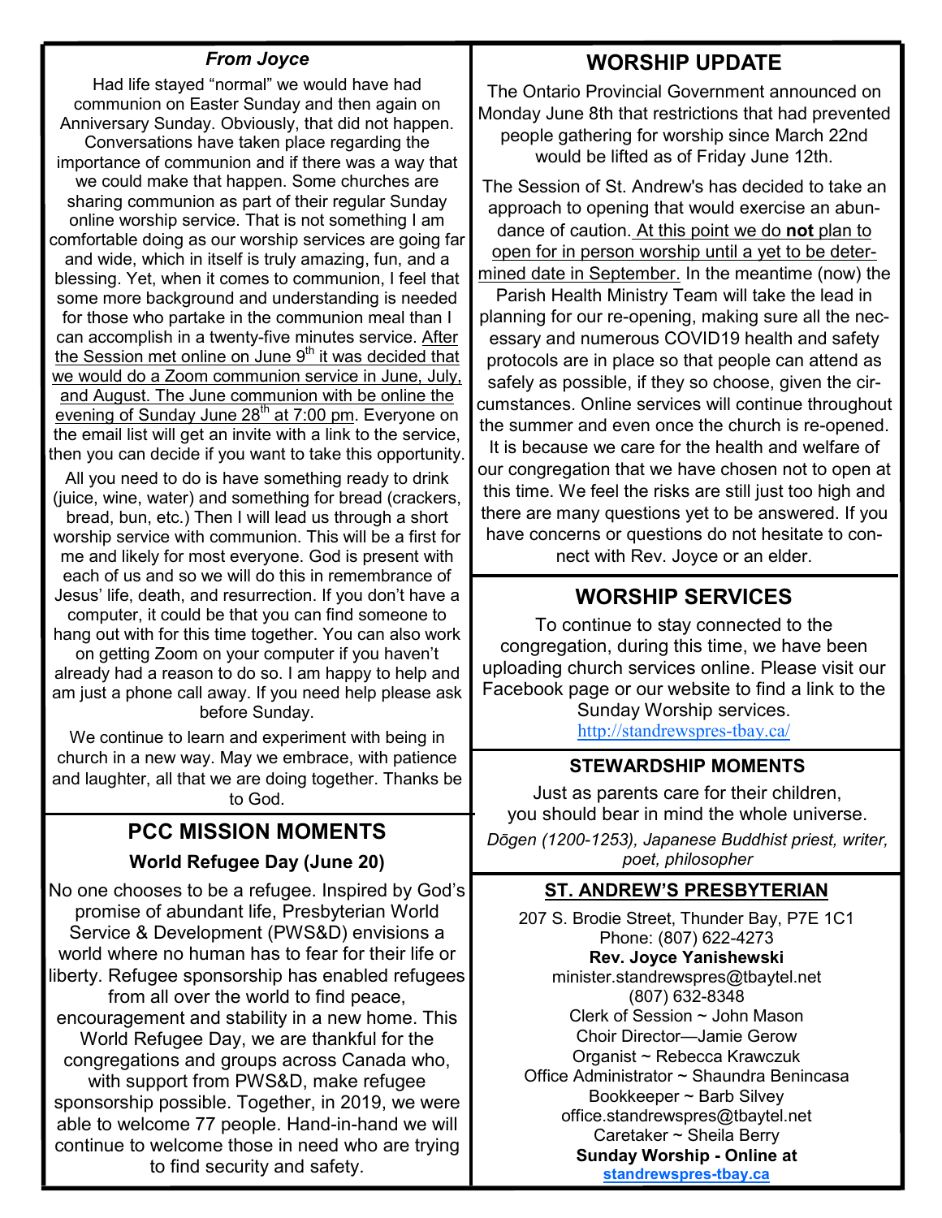### *From Joyce*

Had life stayed "normal" we would have had communion on Easter Sunday and then again on Anniversary Sunday. Obviously, that did not happen. Conversations have taken place regarding the importance of communion and if there was a way that we could make that happen. Some churches are sharing communion as part of their regular Sunday online worship service. That is not something I am comfortable doing as our worship services are going far and wide, which in itself is truly amazing, fun, and a blessing. Yet, when it comes to communion, I feel that some more background and understanding is needed for those who partake in the communion meal than I can accomplish in a twenty-five minutes service. After the Session met online on June 9th it was decided that we would do a Zoom communion service in June, July, and August. The June communion with be online the evening of Sunday June 28th at 7:00 pm. Everyone on the email list will get an invite with a link to the service, then you can decide if you want to take this opportunity.

All you need to do is have something ready to drink (juice, wine, water) and something for bread (crackers, bread, bun, etc.) Then I will lead us through a short worship service with communion. This will be a first for me and likely for most everyone. God is present with each of us and so we will do this in remembrance of Jesus' life, death, and resurrection. If you don't have a computer, it could be that you can find someone to hang out with for this time together. You can also work on getting Zoom on your computer if you haven't already had a reason to do so. I am happy to help and am just a phone call away. If you need help please ask before Sunday.

We continue to learn and experiment with being in church in a new way. May we embrace, with patience and laughter, all that we are doing together. Thanks be to God.

## PCC MISSION MOMENTS

### World Refugee Day (June 20)

No one chooses to be a refugee. Inspired by God's promise of abundant life, Presbyterian World Service & Development (PWS&D) envisions a world where no human has to fear for their life or liberty. Refugee sponsorship has enabled refugees from all over the world to find peace, encouragement and stability in a new home. This World Refugee Day, we are thankful for the congregations and groups across Canada who, with support from PWS&D, make refugee sponsorship possible. Together, in 2019, we were able to welcome 77 people. Hand-in-hand we will continue to welcome those in need who are trying to find security and safety.

## WORSHIP UPDATE

The Ontario Provincial Government announced on Monday June 8th that restrictions that had prevented people gathering for worship since March 22nd would be lifted as of Friday June 12th.

The Session of St. Andrew's has decided to take an approach to opening that would exercise an abundance of caution. At this point we do **not** plan to open for in person worship until a yet to be determined date in September. In the meantime (now) the Parish Health Ministry Team will take the lead in planning for our re-opening, making sure all the necessary and numerous COVID19 health and safety protocols are in place so that people can attend as safely as possible, if they so choose, given the circumstances. Online services will continue throughout the summer and even once the church is re-opened. It is because we care for the health and welfare of our congregation that we have chosen not to open at this time. We feel the risks are still just too high and there are many questions yet to be answered. If you have concerns or questions do not hesitate to connect with Rev. Joyce or an elder.

## WORSHIP SERVICES

To continue to stay connected to the congregation, during this time, we have been uploading church services online. Please visit our Facebook page or our website to find a link to the Sunday Worship services.
http://standrewspres-tbay.ca/

### STEWARDSHIP MOMENTS

Just as parents care for their children,
you should bear in mind the whole universe.

*Dōgen (1200-1253), Japanese Buddhist priest, writer, poet, philosopher*

### ST. ANDREW'S PRESBYTERIAN

207 S. Brodie Street, Thunder Bay, P7E 1C1
Phone: (807) 622-4273
**Rev. Joyce Yanishewski**
minister.standrewspres@tbaytel.net
(807) 632-8348
Clerk of Session ~ John Mason
Choir Director—Jamie Gerow
Organist ~ Rebecca Krawczuk
Office Administrator ~ Shaundra Benincasa
Bookkeeper ~ Barb Silvey
office.standrewspres@tbaytel.net
Caretaker ~ Sheila Berry
**Sunday Worship - Online at**
**standrewspres-tbay.ca**